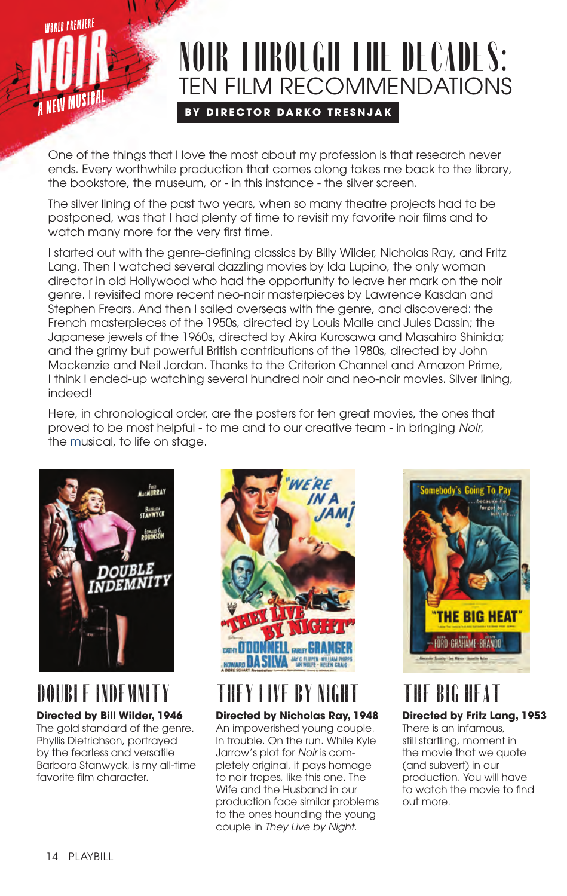# NOIR THROUGH THE DECADES: TEN FILM RECOMMENDATIONS

**BY DIRECTOR DARKO TRESNJAK**

One of the things that I love the most about my profession is that research never ends. Every worthwhile production that comes along takes me back to the library, the bookstore, the museum, or - in this instance - the silver screen.

The silver lining of the past two years, when so many theatre projects had to be postponed, was that I had plenty of time to revisit my favorite noir films and to watch many more for the very first time.

I started out with the genre-defining classics by Billy Wilder, Nicholas Ray, and Fritz Lang. Then I watched several dazzling movies by Ida Lupino, the only woman director in old Hollywood who had the opportunity to leave her mark on the noir genre. I revisited more recent neo-noir masterpieces by Lawrence Kasdan and Stephen Frears. And then I sailed overseas with the genre, and discovered: the French masterpieces of the 1950s, directed by Louis Malle and Jules Dassin; the Japanese jewels of the 1960s, directed by Akira Kurosawa and Masahiro Shinida; and the grimy but powerful British contributions of the 1980s, directed by John Mackenzie and Neil Jordan. Thanks to the Criterion Channel and Amazon Prime, I think I ended-up watching several hundred noir and neo-noir movies. Silver lining, indeed!

Here, in chronological order, are the posters for ten great movies, the ones that proved to be most helpful - to me and to our creative team - in bringing *Noir*, the musical, to life on stage.

## DOUBLE INDEMNITY

**Directed by Bill Wilder, 1946**
The gold standard of the genre. Phyllis Dietrichson, portrayed by the fearless and versatile Barbara Stanwyck, is my all-time favorite film character.

## THEY LIVE BY NIGHT

**Directed by Nicholas Ray, 1948**
An impoverished young couple. In trouble. On the run. While Kyle Jarrow's plot for *Noir* is completely original, it pays homage to noir tropes, like this one. The Wife and the Husband in our production face similar problems to the ones hounding the young couple in *They Live by Night*.

## THE BIG HEAT

**Directed by Fritz Lang, 1953**
There is an infamous, still startling, moment in the movie that we quote (and subvert) in our production. You will have to watch the movie to find out more.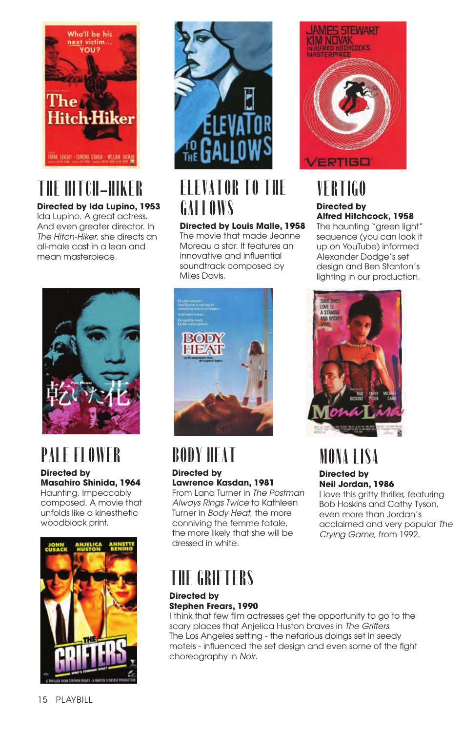## THE HITCH-HIKER

**Directed by Ida Lupino, 1953**
Ida Lupino. A great actress. And even greater director. In *The Hitch-Hiker*, she directs an all-male cast in a lean and mean masterpiece.

## ELEVATOR TO THE GALLOWS

**Directed by Louis Malle, 1958**
The movie that made Jeanne Moreau a star. It features an innovative and influential soundtrack composed by Miles Davis.

## VERTIGO

**Directed by Alfred Hitchcock, 1958**
The haunting "green light" sequence (you can look it up on YouTube) informed Alexander Dodge's set design and Ben Stanton's lighting in our production.

## PALE FLOWER

**Directed by Masahiro Shinida, 1964**
Haunting. Impeccably composed. A movie that unfolds like a kinesthetic woodblock print.

## BODY HEAT

**Directed by Lawrence Kasdan, 1981**
From Lana Turner in *The Postman Always Rings Twice* to Kathleen Turner in *Body Heat*, the more conniving the femme fatale, the more likely that she will be dressed in white.

## MONA LISA

**Directed by Neil Jordan, 1986**
I love this gritty thriller, featuring Bob Hoskins and Cathy Tyson, even more than Jordan's acclaimed and very popular *The Crying Game*, from 1992.

## THE GRIFTERS

**Directed by Stephen Frears, 1990**
I think that few film actresses get the opportunity to go to the scary places that Anjelica Huston braves in *The Grifters*.
The Los Angeles setting - the nefarious doings set in seedy motels - influenced the set design and even some of the fight choreography in *Noir*.